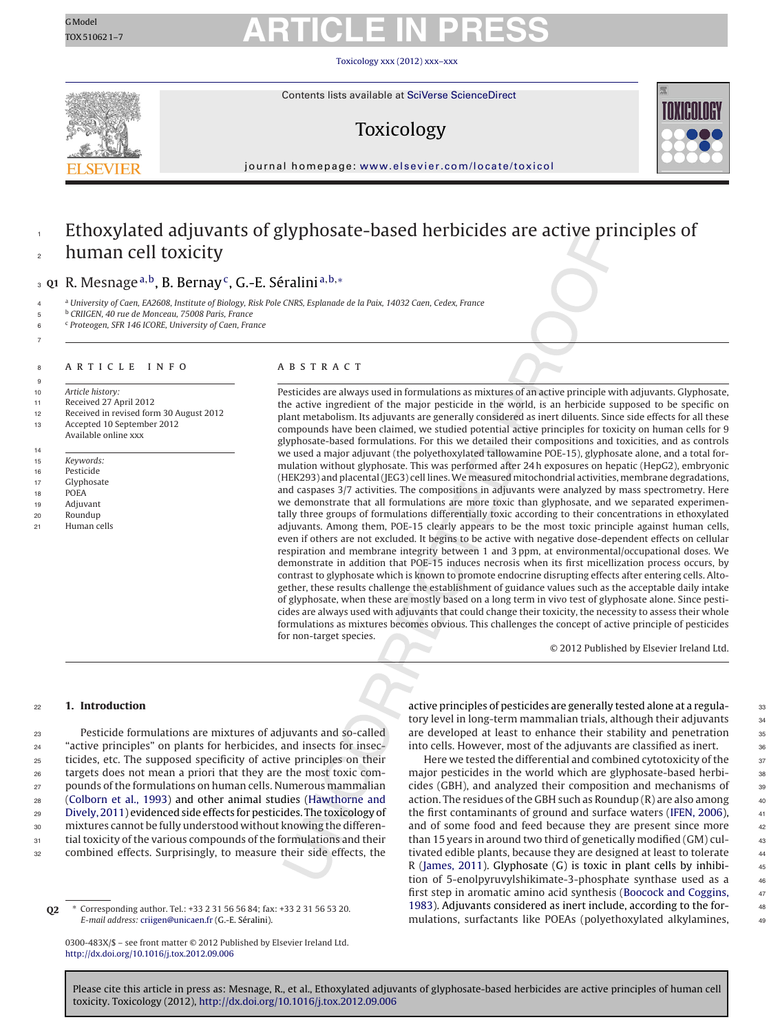# Ethoxylated adjuvants of glyphosate-based herbicides are active principles of human cell toxicity

R. Mesnage[a,b], B. Bernay[c], G.-E. Séralini[a,b,*]

[a] University of Caen, EA2608, Institute of Biology, Risk Pole CNRS, Esplanade de la Paix, 14032 Caen, Cedex, France
[b] CRIIGEN, 40 rue de Monceau, 75008 Paris, France
[c] Proteogen, SFR 146 ICORE, University of Caen, France

## ARTICLE INFO

*Article history:*
Received 27 April 2012
Received in revised form 30 August 2012
Accepted 10 September 2012
Available online xxx

*Keywords:*
Pesticide
Glyphosate
POEA
Adjuvant
Roundup
Human cells

## ABSTRACT

Pesticides are always used in formulations as mixtures of an active principle with adjuvants. Glyphosate, the active ingredient of the major pesticide in the world, is an herbicide supposed to be specific on plant metabolism. Its adjuvants are generally considered as inert diluents. Since side effects for all these compounds have been claimed, we studied potential active principles for toxicity on human cells for 9 glyphosate-based formulations. For this we detailed their compositions and toxicities, and as controls we used a major adjuvant (the polyethoxylated tallowamine POE-15), glyphosate alone, and a total formulation without glyphosate. This was performed after 24 h exposures on hepatic (HepG2), embryonic (HEK293) and placental (JEG3) cell lines. We measured mitochondrial activities, membrane degradations, and caspases 3/7 activities. The compositions in adjuvants were analyzed by mass spectrometry. Here we demonstrate that all formulations are more toxic than glyphosate, and we separated experimentally three groups of formulations differentially toxic according to their concentrations in ethoxylated adjuvants. Among them, POE-15 clearly appears to be the most toxic principle against human cells, even if others are not excluded. It begins to be active with negative dose-dependent effects on cellular respiration and membrane integrity between 1 and 3 ppm, at environmental/occupational doses. We demonstrate in addition that POE-15 induces necrosis when its first micellization process occurs, by contrast to glyphosate which is known to promote endocrine disrupting effects after entering cells. Altogether, these results challenge the establishment of guidance values such as the acceptable daily intake of glyphosate, when these are mostly based on a long term in vivo test of glyphosate alone. Since pesticides are always used with adjuvants that could change their toxicity, the necessity to assess their whole formulations as mixtures becomes obvious. This challenges the concept of active principle of pesticides for non-target species.

© 2012 Published by Elsevier Ireland Ltd.

## 1. Introduction

Pesticide formulations are mixtures of adjuvants and so-called "active principles" on plants for herbicides, and insects for insecticides, etc. The supposed specificity of active principles on their targets does not mean a priori that they are the most toxic compounds of the formulations on human cells. Numerous mammalian (Colborn et al., 1993) and other animal studies (Hawthorne and Dively, 2011) evidenced side effects for pesticides. The toxicology of mixtures cannot be fully understood without knowing the differential toxicity of the various compounds of the formulations and their combined effects. Surprisingly, to measure their side effects, the active principles of pesticides are generally tested alone at a regulatory level in long-term mammalian trials, although their adjuvants are developed at least to enhance their stability and penetration into cells. However, most of the adjuvants are classified as inert.

Here we tested the differential and combined cytotoxicity of the major pesticides in the world which are glyphosate-based herbicides (GBH), and analyzed their composition and mechanisms of action. The residues of the GBH such as Roundup (R) are also among the first contaminants of ground and surface waters (IFEN, 2006), and of some food and feed because they are present since more than 15 years in around two third of genetically modified (GM) cultivated edible plants, because they are designed at least to tolerate R (James, 2011). Glyphosate (G) is toxic in plant cells by inhibition of 5-enolpyruvylshikimate-3-phosphate synthase used as a first step in aromatic amino acid synthesis (Boocock and Coggins, 1983). Adjuvants considered as inert include, according to the formulations, surfactants like POEAs (polyethoxylated alkylamines,

\* Corresponding author. Tel.: +33 2 31 56 56 84; fax: +33 2 31 56 53 20.
*E-mail address:* criigen@unicaen.fr (G.-E. Séralini).

0300-483X/$ – see front matter © 2012 Published by Elsevier Ireland Ltd.
http://dx.doi.org/10.1016/j.tox.2012.09.006

Please cite this article in press as: Mesnage, R., et al., Ethoxylated adjuvants of glyphosate-based herbicides are active principles of human cell toxicity. Toxicology (2012), http://dx.doi.org/10.1016/j.tox.2012.09.006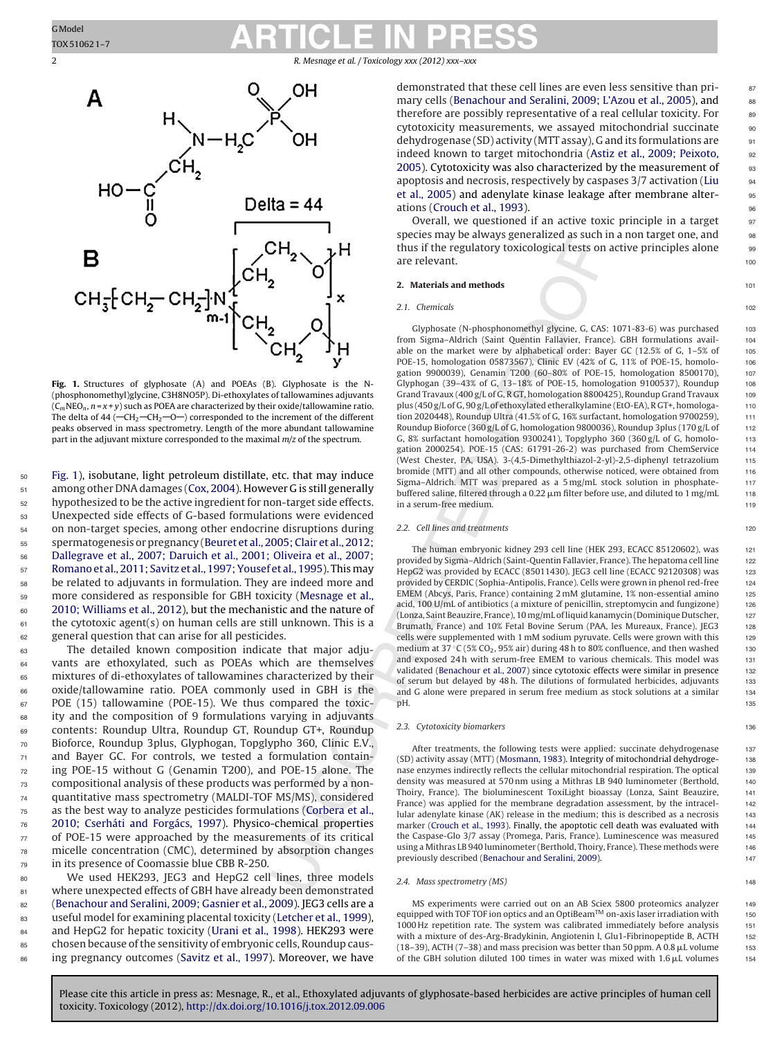**Fig. 1.** Structures of glyphosate (A) and POEAs (B). Glyphosate is the N-(phosphonomethyl)glycine, C3H8NO5P). Di-ethoxylates of tallowamines adjuvants ($C_mNEO_n$, $n = x + y$) such as POEA are characterized by their oxide/tallowamine ratio. The delta of 44 (—$CH_2$—$CH_2$—O—) corresponded to the increment of the different peaks observed in mass spectrometry. Length of the more abundant tallowamine part in the adjuvant mixture corresponded to the maximal $m/z$ of the spectrum.

Fig. 1), isobutane, light petroleum distillate, etc. that may induce among other DNA damages (Cox, 2004). However G is still generally hypothesized to be the active ingredient for non-target side effects. Unexpected side effects of G-based formulations were evidenced on non-target species, among other endocrine disruptions during spermatogenesis or pregnancy (Beuret et al., 2005; Clair et al., 2012; Dallegrave et al., 2007; Daruich et al., 2001; Oliveira et al., 2007; Romano et al., 2011; Savitz et al., 1997; Yousef et al., 1995). This may be related to adjuvants in formulation. They are indeed more and more considered as responsible for GBH toxicity (Mesnage et al., 2010; Williams et al., 2012), but the mechanistic and the nature of the cytotoxic agent(s) on human cells are still unknown. This is a general question that can arise for all pesticides.

The detailed known composition indicate that major adjuvants are ethoxylated, such as POEAs which are themselves mixtures of di-ethoxylates of tallowamines characterized by their oxide/tallowamine ratio. POEA commonly used in GBH is the POE (15) tallowamine (POE-15). We thus compared the toxicity and the composition of 9 formulations varying in adjuvants contents: Roundup Ultra, Roundup GT, Roundup GT+, Roundup Bioforce, Roundup 3plus, Glyphogan, Topglypho 360, Clinic E.V., and Bayer GC. For controls, we tested a formulation containing POE-15 without G (Genamin T200), and POE-15 alone. The compositional analysis of these products was performed by a non-quantitative mass spectrometry (MALDI-TOF MS/MS), considered as the best way to analyze pesticides formulations (Corbera et al., 2010; Cserháti and Forgács, 1997). Physico-chemical properties of POE-15 were approached by the measurements of its critical micelle concentration (CMC), determined by absorption changes in its presence of Coomassie blue CBB R-250.

We used HEK293, JEG3 and HepG2 cell lines, three models where unexpected effects of GBH have already been demonstrated (Benachour and Seralini, 2009; Gasnier et al., 2009). JEG3 cells are a useful model for examining placental toxicity (Letcher et al., 1999), and HepG2 for hepatic toxicity (Urani et al., 1998). HEK293 were chosen because of the sensitivity of embryonic cells, Roundup causing pregnancy outcomes (Savitz et al., 1997). Moreover, we have demonstrated that these cell lines are even less sensitive than primary cells (Benachour and Seralini, 2009; L'Azou et al., 2005), and therefore are possibly representative of a real cellular toxicity. For cytotoxicity measurements, we assayed mitochondrial succinate dehydrogenase (SD) activity (MTT assay), G and its formulations are indeed known to target mitochondria (Astiz et al., 2009; Peixoto, 2005). Cytotoxicity was also characterized by the measurement of apoptosis and necrosis, respectively by caspases 3/7 activation (Liu et al., 2005) and adenylate kinase leakage after membrane alterations (Crouch et al., 1993).

Overall, we questioned if an active toxic principle in a target species may be always generalized as such in a non target one, and thus if the regulatory toxicological tests on active principles alone are relevant.

## 2. Materials and methods

### 2.1. Chemicals

Glyphosate (N-phosphonomethyl glycine, G, CAS: 1071-83-6) was purchased from Sigma–Aldrich (Saint Quentin Fallavier, France). GBH formulations available on the market were by alphabetical order: Bayer GC (12.5% of G, 1–5% of POE-15, homologation 05873567), Clinic EV (42% of G, 11% of POE-15, homologation 9900039), Genamin T200 (60–80% of POE-15, homologation 8500170), Glyphogan (39–43% of G, 13–18% of POE-15, homologation 9100537), Roundup Grand Travaux (400 g/L of G, R GT, homologation 8800425), Roundup Grand Travaux plus (450 g/L of G, 90 g/L of ethoxylated etheralkylamine (EtO-EA), R GT+, homologation 2020448), Roundup Ultra (41.5% of G, 16% surfactant, homologation 9700259), Roundup Bioforce (360 g/L of G, homologation 9800036), Roundup 3plus (170 g/L of G, 8% surfactant homologation 9300241), Topglypho 360 (360 g/L of G, homologation 2000254). POE-15 (CAS: 61791-26-2) was purchased from ChemService (West Chester, PA, USA). 3-(4,5-Dimethylthiazol-2-yl)-2,5-diphenyl tetrazolium bromide (MTT) and all other compounds, otherwise noticed, were obtained from Sigma–Aldrich. MTT was prepared as a 5 mg/mL stock solution in phosphate-buffered saline, filtered through a 0.22 μm filter before use, and diluted to 1 mg/mL in a serum-free medium.

### 2.2. Cell lines and treatments

The human embryonic kidney 293 cell line (HEK 293, ECACC 85120602), was provided by Sigma–Aldrich (Saint-Quentin Fallavier, France). The hepatoma cell line HepG2 was provided by ECACC (85011430). JEG3 cell line (ECACC 92120308) was provided by CERDIC (Sophia-Antipolis, France). Cells were grown in phenol red-free EMEM (Abcys, Paris, France) containing 2 mM glutamine, 1% non-essential amino acid, 100 U/mL of antibiotics (a mixture of penicillin, streptomycin and fungizone) (Lonza, Saint Beauzire, France), 10 mg/mL of liquid kanamycin (Dominique Dutscher, Brumath, France) and 10% Fetal Bovine Serum (PAA, les Mureaux, France). JEG3 cells were supplemented with 1 mM sodium pyruvate. Cells were grown with this medium at 37 °C (5% $CO_2$, 95% air) during 48 h to 80% confluence, and then washed and exposed 24 h with serum-free EMEM to various chemicals. This model was validated (Benachour et al., 2007) since cytotoxic effects were similar in presence of serum but delayed by 48 h. The dilutions of formulated herbicides, adjuvants and G alone were prepared in serum free medium as stock solutions at a similar pH.

### 2.3. Cytotoxicity biomarkers

After treatments, the following tests were applied: succinate dehydrogenase (SD) activity assay (MTT) (Mosmann, 1983). Integrity of mitochondrial dehydrogenase enzymes indirectly reflects the cellular mitochondrial respiration. The optical density was measured at 570 nm using a Mithras LB 940 luminometer (Berthold, Thoiry, France). The bioluminescent ToxiLight bioassay (Lonza, Saint Beauzire, France) was applied for the membrane degradation assessment, by the intracellular adenylate kinase (AK) release in the medium; this is described as a necrosis marker (Crouch et al., 1993). Finally, the apoptotic cell death was evaluated with the Caspase-Glo 3/7 assay (Promega, Paris, France). Luminescence was measured using a Mithras LB 940 luminometer (Berthold, Thoiry, France). These methods were previously described (Benachour and Seralini, 2009).

### 2.4. Mass spectrometry (MS)

MS experiments were carried out on an AB Sciex 5800 proteomics analyzer equipped with TOF TOF ion optics and an OptiBeam™ on-axis laser irradiation with 1000 Hz repetition rate. The system was calibrated immediately before analysis with a mixture of des-Arg-Bradykinin, Angiotensin I, Glu1-Fibrinopeptide B, ACTH (18–39), ACTH (7–38) and mass precision was better than 50 ppm. A 0.8 μL volume of the GBH solution diluted 100 times in water was mixed with 1.6 μL volumes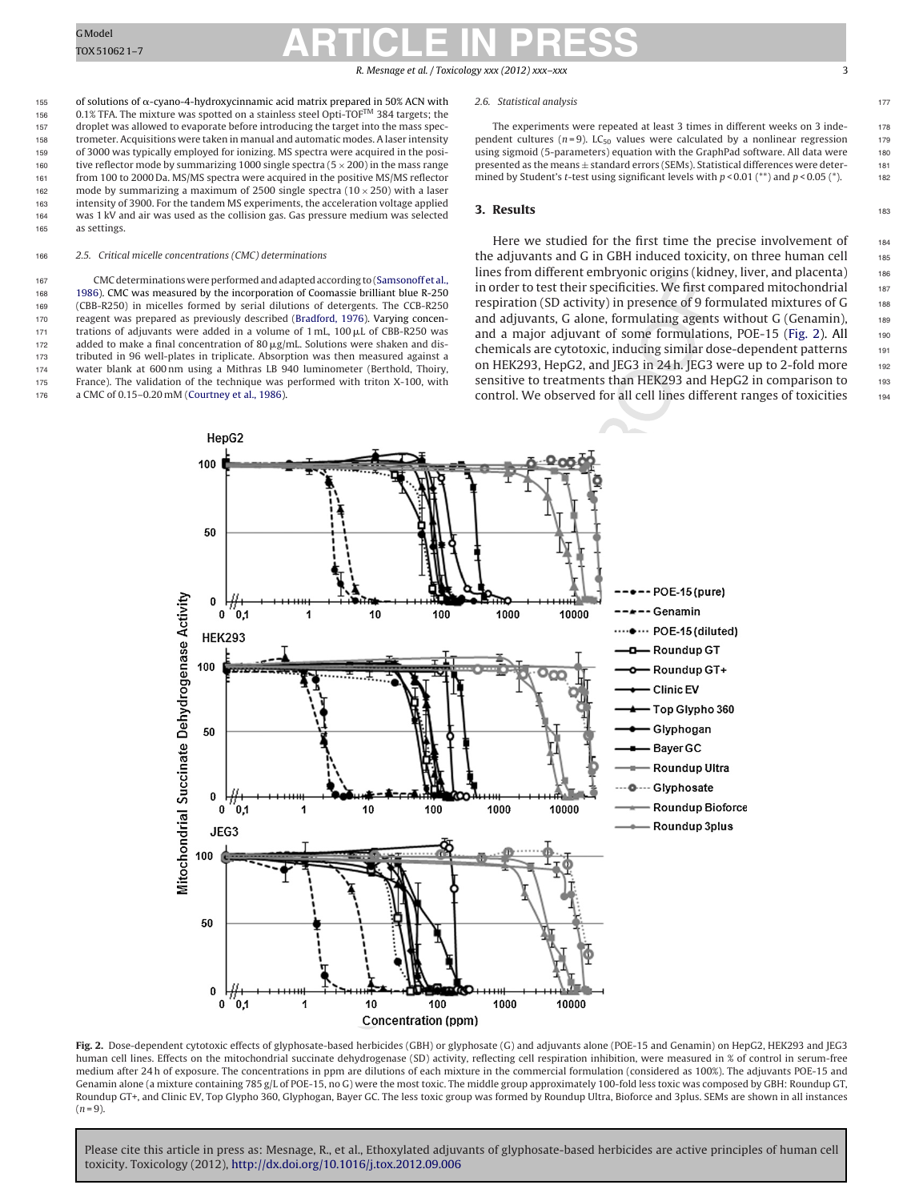of solutions of α-cyano-4-hydroxycinnamic acid matrix prepared in 50% ACN with 0.1% TFA. The mixture was spotted on a stainless steel Opti-TOF™ 384 targets; the droplet was allowed to evaporate before introducing the target into the mass spectrometer. Acquisitions were taken in manual and automatic modes. A laser intensity of 3000 was typically employed for ionizing. MS spectra were acquired in the positive reflector mode by summarizing 1000 single spectra (5 × 200) in the mass range from 100 to 2000 Da. MS/MS spectra were acquired in the positive MS/MS reflector mode by summarizing a maximum of 2500 single spectra (10 × 250) with a laser intensity of 3900. For the tandem MS experiments, the acceleration voltage applied was 1 kV and air was used as the collision gas. Gas pressure medium was selected as settings.

### 2.5. Critical micelle concentrations (CMC) determinations

CMC determinations were performed and adapted according to (Samsonoff et al., 1986). CMC was measured by the incorporation of Coomassie brilliant blue R-250 (CBB-R250) in micelles formed by serial dilutions of detergents. The CCB-R250 reagent was prepared as previously described (Bradford, 1976). Varying concentrations of adjuvants were added in a volume of 1 mL, 100 μL of CBB-R250 was added to make a final concentration of 80 μg/mL. Solutions were shaken and distributed in 96 well-plates in triplicate. Absorption was then measured against a water blank at 600 nm using a Mithras LB 940 luminometer (Berthold, Thoiry, France). The validation of the technique was performed with triton X-100, with a CMC of 0.15–0.20 mM (Courtney et al., 1986).

### 2.6. Statistical analysis

The experiments were repeated at least 3 times in different weeks on 3 independent cultures ($n = 9$). $LC_{50}$ values were calculated by a nonlinear regression using sigmoid (5-parameters) equation with the GraphPad software. All data were presented as the means ± standard errors (SEMs). Statistical differences were determined by Student's t-test using significant levels with $p < 0.01$ (**) and $p < 0.05$ (*).

## 3. Results

Here we studied for the first time the precise involvement of the adjuvants and G in GBH induced toxicity, on three human cell lines from different embryonic origins (kidney, liver, and placenta) in order to test their specificities. We first compared mitochondrial respiration (SD activity) in presence of 9 formulated mixtures of G and adjuvants, G alone, formulating agents without G (Genamin), and a major adjuvant of some formulations, POE-15 (Fig. 2). All chemicals are cytotoxic, inducing similar dose-dependent patterns on HEK293, HepG2, and JEG3 in 24 h. JEG3 were up to 2-fold more sensitive to treatments than HEK293 and HepG2 in comparison to control. We observed for all cell lines different ranges of toxicities

**Fig. 2.** Dose-dependent cytotoxic effects of glyphosate-based herbicides (GBH) or glyphosate (G) and adjuvants alone (POE-15 and Genamin) on HepG2, HEK293 and JEG3 human cell lines. Effects on the mitochondrial succinate dehydrogenase (SD) activity, reflecting cell respiration inhibition, were measured in % of control in serum-free medium after 24 h of exposure. The concentrations in ppm are dilutions of each mixture in the commercial formulation (considered as 100%). The adjuvants POE-15 and Genamin alone (a mixture containing 785 g/L of POE-15, no G) were the most toxic. The middle group approximately 100-fold less toxic was composed by GBH: Roundup GT, Roundup GT+, and Clinic EV, Top Glypho 360, Glyphogan, Bayer GC. The less toxic group was formed by Roundup Ultra, Bioforce and 3plus. SEMs are shown in all instances ($n = 9$).

Please cite this article in press as: Mesnage, R., et al., Ethoxylated adjuvants of glyphosate-based herbicides are active principles of human cell toxicity. Toxicology (2012), http://dx.doi.org/10.1016/j.tox.2012.09.006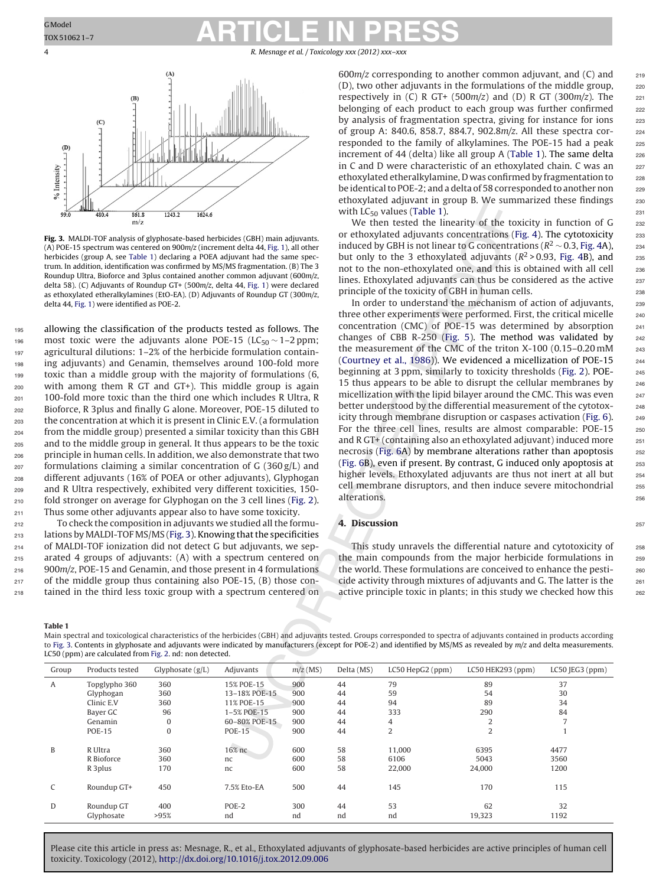**Fig. 3.** MALDI-TOF analysis of glyphosate-based herbicides (GBH) main adjuvants. (A) POE-15 spectrum was centered on 900*m/z* (increment delta 44, Fig. 1), all other herbicides (group A, see Table 1) declaring a POEA adjuvant had the same spectrum. In addition, identification was confirmed by MS/MS fragmentation. (B) The 3 Roundup Ultra, Bioforce and 3plus contained another common adjuvant (600*m/z*, delta 58). (C) Adjuvants of Roundup GT+ (500*m/z*, delta 44, Fig. 1) were declared as ethoxylated etheralkylamines (EtO-EA). (D) Adjuvants of Roundup GT (300*m/z*, delta 44, Fig. 1) were identified as POE-2.

allowing the classification of the products tested as follows. The most toxic were the adjuvants alone POE-15 ($LC_{50}$ ~ 1–2 ppm; agricultural dilutions: 1–2% of the herbicide formulation containing adjuvants) and Genamin, themselves around 100-fold more toxic than a middle group with the majority of formulations (6, with among them R GT and GT+). This middle group is again 100-fold more toxic than the third one which includes R Ultra, R Bioforce, R 3plus and finally G alone. Moreover, POE-15 diluted to the concentration at which it is present in Clinic E.V. (a formulation from the middle group) presented a similar toxicity than this GBH and to the middle group in general. It thus appears to be the toxic principle in human cells. In addition, we also demonstrate that two formulations claiming a similar concentration of G (360 g/L) and different adjuvants (16% of POEA or other adjuvants), Glyphogan and R Ultra respectively, exhibited very different toxicities, 150-fold stronger on average for Glyphogan on the 3 cell lines (Fig. 2). Thus some other adjuvants appear also to have some toxicity.

To check the composition in adjuvants we studied all the formulations by MALDI-TOF MS/MS (Fig. 3). Knowing that the specificities of MALDI-TOF ionization did not detect G but adjuvants, we separated 4 groups of adjuvants: (A) with a spectrum centered on 900*m/z*, POE-15 and Genamin, and those present in 4 formulations of the middle group thus containing also POE-15, (B) those contained in the third less toxic group with a spectrum centered on 600*m/z* corresponding to another common adjuvant, and (C) and (D), two other adjuvants in the formulations of the middle group, respectively in (C) R GT+ (500*m/z*) and (D) R GT (300*m/z*). The belonging of each product to each group was further confirmed by analysis of fragmentation spectra, giving for instance for ions of group A: 840.6, 858.7, 884.7, 902.8*m/z*. All these spectra corresponded to the family of alkylamines. The POE-15 had a peak increment of 44 (delta) like all group A (Table 1). The same delta in C and D were characteristic of an ethoxylated chain. C was an ethoxylated etheralkylamine, D was confirmed by fragmentation to be identical to POE-2; and a delta of 58 corresponded to another non ethoxylated adjuvant in group B. We summarized these findings with $LC_{50}$ values (Table 1).

We then tested the linearity of the toxicity in function of G or ethoxylated adjuvants concentrations (Fig. 4). The cytotoxicity induced by GBH is not linear to G concentrations ($R^2$ ~ 0.3, Fig. 4A), but only to the 3 ethoxylated adjuvants ($R^2$ > 0.93, Fig. 4B), and not to the non-ethoxylated one, and this is obtained with all cell lines. Ethoxylated adjuvants can thus be considered as the active principle of the toxicity of GBH in human cells.

In order to understand the mechanism of action of adjuvants, three other experiments were performed. First, the critical micelle concentration (CMC) of POE-15 was determined by absorption changes of CBB R-250 (Fig. 5). The method was validated by the measurement of the CMC of the triton X-100 (0.15–0.20 mM (Courtney et al., 1986)). We evidenced a micellization of POE-15 beginning at 3 ppm, similarly to toxicity thresholds (Fig. 2). POE-15 thus appears to be able to disrupt the cellular membranes by micellization with the lipid bilayer around the CMC. This was even better understood by the differential measurement of the cytotoxicity through membrane disruption or caspases activation (Fig. 6). For the three cell lines, results are almost comparable: POE-15 and R GT+ (containing also an ethoxylated adjuvant) induced more necrosis (Fig. 6A) by membrane alterations rather than apoptosis (Fig. 6B), even if present. By contrast, G induced only apoptosis at higher levels. Ethoxylated adjuvants are thus not inert at all but cell membrane disruptors, and then induce severe mitochondrial alterations.

## 4. Discussion

This study unravels the differential nature and cytotoxicity of the main compounds from the major herbicide formulations in the world. These formulations are conceived to enhance the pesticide activity through mixtures of adjuvants and G. The latter is the active principle toxic in plants; in this study we checked how this

**Table 1**
Main spectral and toxicological characteristics of the herbicides (GBH) and adjuvants tested. Groups corresponded to spectra of adjuvants contained in products according to Fig. 3. Contents in glyphosate and adjuvants were indicated by manufacturers (except for POE-2) and identified by MS/MS as revealed by *m/z* and delta measurements. LC50 (ppm) are calculated from Fig. 2. nd: non detected.

| Group | Products tested | Glyphosate (g/L) | Adjuvants | *m/z* (MS) | Delta (MS) | LC50 HepG2 (ppm) | LC50 HEK293 (ppm) | LC50 JEG3 (ppm) |
|---|---|---|---|---|---|---|---|---|
| A | Topglypho 360 | 360 | 15% POE-15 | 900 | 44 | 79 | 89 | 37 |
| | Glyphogan | 360 | 13–18% POE-15 | 900 | 44 | 59 | 54 | 30 |
| | Clinic E.V | 360 | 11% POE-15 | 900 | 44 | 94 | 89 | 34 |
| | Bayer GC | 96 | 1–5% POE-15 | 900 | 44 | 333 | 290 | 84 |
| | Genamin | 0 | 60–80% POE-15 | 900 | 44 | 4 | 2 | 7 |
| | POE-15 | 0 | POE-15 | 900 | 44 | 2 | 2 | 1 |
| B | R Ultra | 360 | 16% nc | 600 | 58 | 11,000 | 6395 | 4477 |
| | R Bioforce | 360 | nc | 600 | 58 | 6106 | 5043 | 3560 |
| | R 3plus | 170 | nc | 600 | 58 | 22,000 | 24,000 | 1200 |
| C | Roundup GT+ | 450 | 7.5% Eto-EA | 500 | 44 | 145 | 170 | 115 |
| D | Roundup GT | 400 | POE-2 | 300 | 44 | 53 | 62 | 32 |
| | Glyphosate | >95% | nd | nd | nd | nd | 19,323 | 1192 |

Please cite this article in press as: Mesnage, R., et al., Ethoxylated adjuvants of glyphosate-based herbicides are active principles of human cell toxicity. Toxicology (2012), http://dx.doi.org/10.1016/j.tox.2012.09.006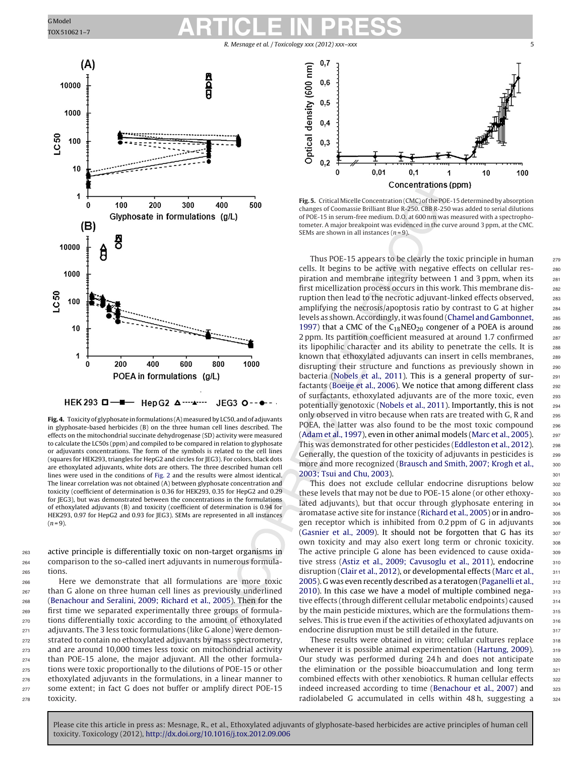Fig. 4. Toxicity of glyphosate in formulations (A) measured by LC50, and of adjuvants in glyphosate-based herbicides (B) on the three human cell lines described. The effects on the mitochondrial succinate dehydrogenase (SD) activity were measured to calculate the LC50s (ppm) and compiled to be compared in relation to glyphosate or adjuvants concentrations. The form of the symbols is related to the cell lines (squares for HEK293, triangles for HepG2 and circles for JEG3). For colors, black dots are ethoxylated adjuvants, white dots are others. The three described human cell lines were used in the conditions of Fig. 2 and the results were almost identical. The linear correlation was not obtained (A) between glyphosate concentration and toxicity (coefficient of determination is 0.36 for HEK293, 0.35 for HepG2 and 0.29 for JEG3), but was demonstrated between the concentrations in the formulations of ethoxylated adjuvants (B) and toxicity (coefficient of determination is 0.94 for HEK293, 0.97 for HepG2 and 0.93 for JEG3). SEMs are represented in all instances ($n = 9$).

Fig. 5. Critical Micelle Concentration (CMC) of the POE-15 determined by absorption changes of Coomassie Brilliant Blue R-250. CBB R-250 was added to serial dilutions of POE-15 in serum-free medium. D.O. at 600 nm was measured with a spectrophotometer. A major breakpoint was evidenced in the curve around 3 ppm, at the CMC. SEMs are shown in all instances ($n = 9$).

active principle is differentially toxic on non-target organisms in comparison to the so-called inert adjuvants in numerous formulations.

Here we demonstrate that all formulations are more toxic than G alone on three human cell lines as previously underlined (Benachour and Seralini, 2009; Richard et al., 2005). Then for the first time we separated experimentally three groups of formulations differentially toxic according to the amount of ethoxylated adjuvants. The 3 less toxic formulations (like G alone) were demonstrated to contain no ethoxylated adjuvants by mass spectrometry, and are around 10,000 times less toxic on mitochondrial activity than POE-15 alone, the major adjuvant. All the other formulations were toxic proportionally to the dilutions of POE-15 or other ethoxylated adjuvants in the formulations, in a linear manner to some extent; in fact G does not buffer or amplify direct POE-15 toxicity.

Thus POE-15 appears to be clearly the toxic principle in human cells. It begins to be active with negative effects on cellular respiration and membrane integrity between 1 and 3 ppm, when its first micellization process occurs in this work. This membrane disruption then lead to the necrotic adjuvant-linked effects observed, amplifying the necrosis/apoptosis ratio by contrast to G at higher levels as shown. Accordingly, it was found (Chamel and Gambonnet, 1997) that a CMC of the $C_{18}NEO_{20}$ congener of a POEA is around 2 ppm. Its partition coefficient measured at around 1.7 confirmed its lipophilic character and its ability to penetrate the cells. It is known that ethoxylated adjuvants can insert in cells membranes, disrupting their structure and functions as previously shown in bacteria (Nobels et al., 2011). This is a general property of surfactants (Boeije et al., 2006). We notice that among different class of surfactants, ethoxylated adjuvants are of the more toxic, even potentially genotoxic (Nobels et al., 2011). Importantly, this is not only observed in vitro because when rats are treated with G, R and POEA, the latter was also found to be the most toxic compound (Adam et al., 1997), even in other animal models (Marc et al., 2005). This was demonstrated for other pesticides (Eddleston et al., 2012). Generally, the question of the toxicity of adjuvants in pesticides is more and more recognized (Brausch and Smith, 2007; Krogh et al., 2003; Tsui and Chu, 2003).

This does not exclude cellular endocrine disruptions below these levels that may not be due to POE-15 alone (or other ethoxylated adjuvants), but that occur through glyphosate entering in aromatase active site for instance (Richard et al., 2005) or in androgen receptor which is inhibited from 0.2 ppm of G in adjuvants (Gasnier et al., 2009). It should not be forgotten that G has its own toxicity and may also exert long term or chronic toxicity. The active principle G alone has been evidenced to cause oxidative stress (Astiz et al., 2009; Cavusoglu et al., 2011), endocrine disruption (Clair et al., 2012), or developmental effects (Marc et al., 2005). G was even recently described as a teratogen (Paganelli et al., 2010). In this case we have a model of multiple combined negative effects (through different cellular metabolic endpoints) caused by the main pesticide mixtures, which are the formulations themselves. This is true even if the activities of ethoxylated adjuvants on endocrine disruption must be still detailed in the future.

These results were obtained in vitro; cellular cultures replace whenever it is possible animal experimentation (Hartung, 2009). Our study was performed during 24 h and does not anticipate the elimination or the possible bioaccumulation and long term combined effects with other xenobiotics. R human cellular effects indeed increased according to time (Benachour et al., 2007) and radiolabeled G accumulated in cells within 48 h, suggesting a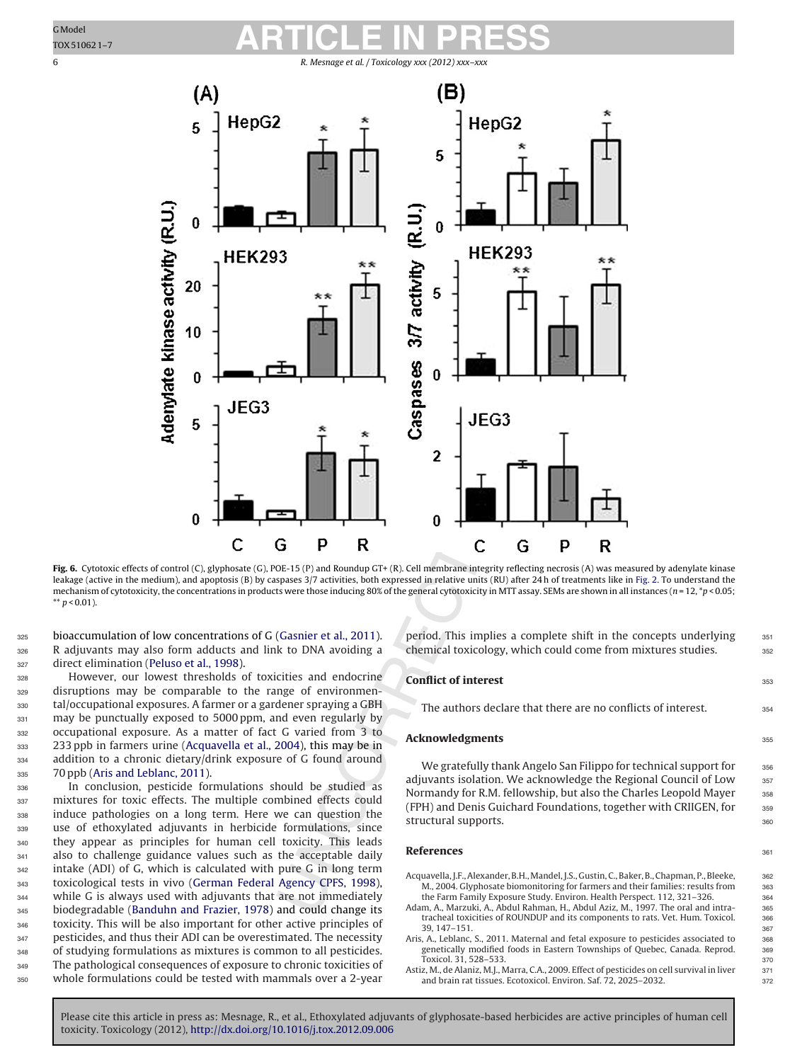**Fig. 6.** Cytotoxic effects of control (C), glyphosate (G), POE-15 (P) and Roundup GT+ (R). Cell membrane integrity reflecting necrosis (A) was measured by adenylate kinase leakage (active in the medium), and apoptosis (B) by caspases 3/7 activities, both expressed in relative units (RU) after 24 h of treatments like in Fig. 2. To understand the mechanism of cytotoxicity, the concentrations in products were those inducing 80% of the general cytotoxicity in MTT assay. SEMs are shown in all instances ($n = 12$, $^{*}p < 0.05$; $^{**}p < 0.01$).

bioaccumulation of low concentrations of G (Gasnier et al., 2011). R adjuvants may also form adducts and link to DNA avoiding a direct elimination (Peluso et al., 1998).

However, our lowest thresholds of toxicities and endocrine disruptions may be comparable to the range of environmental/occupational exposures. A farmer or a gardener spraying a GBH may be punctually exposed to 5000 ppm, and even regularly by occupational exposure. As a matter of fact G varied from 3 to 233 ppb in farmers urine (Acquavella et al., 2004), this may be in addition to a chronic dietary/drink exposure of G found around 70 ppb (Aris and Leblanc, 2011).

In conclusion, pesticide formulations should be studied as mixtures for toxic effects. The multiple combined effects could induce pathologies on a long term. Here we can question the use of ethoxylated adjuvants in herbicide formulations, since they appear as principles for human cell toxicity. This leads also to challenge guidance values such as the acceptable daily intake (ADI) of G, which is calculated with pure G in long term toxicological tests in vivo (German Federal Agency CPFS, 1998), while G is always used with adjuvants that are not immediately biodegradable (Banduhn and Frazier, 1978) and could change its toxicity. This will be also important for other active principles of pesticides, and thus their ADI can be overestimated. The necessity of studying formulations as mixtures is common to all pesticides. The pathological consequences of exposure to chronic toxicities of whole formulations could be tested with mammals over a 2-year period. This implies a complete shift in the concepts underlying chemical toxicology, which could come from mixtures studies.

## Conflict of interest

The authors declare that there are no conflicts of interest.

## Acknowledgments

We gratefully thank Angelo San Filippo for technical support for adjuvants isolation. We acknowledge the Regional Council of Low Normandy for R.M. fellowship, but also the Charles Leopold Mayer (FPH) and Denis Guichard Foundations, together with CRIIGEN, for structural supports.

## References

Acquavella, J.F., Alexander, B.H., Mandel, J.S., Gustin, C., Baker, B., Chapman, P., Bleeke, M., 2004. Glyphosate biomonitoring for farmers and their families: results from the Farm Family Exposure Study. Environ. Health Perspect. 112, 321–326.

Adam, A., Marzuki, A., Abdul Rahman, H., Abdul Aziz, M., 1997. The oral and intratracheal toxicities of ROUNDUP and its components to rats. Vet. Hum. Toxicol. 39, 147–151.

Aris, A., Leblanc, S., 2011. Maternal and fetal exposure to pesticides associated to genetically modified foods in Eastern Townships of Quebec, Canada. Reprod. Toxicol. 31, 528–533.

Astiz, M., de Alaniz, M.J., Marra, C.A., 2009. Effect of pesticides on cell survival in liver and brain rat tissues. Ecotoxicol. Environ. Saf. 72, 2025–2032.

Please cite this article in press as: Mesnage, R., et al., Ethoxylated adjuvants of glyphosate-based herbicides are active principles of human cell toxicity. Toxicology (2012), http://dx.doi.org/10.1016/j.tox.2012.09.006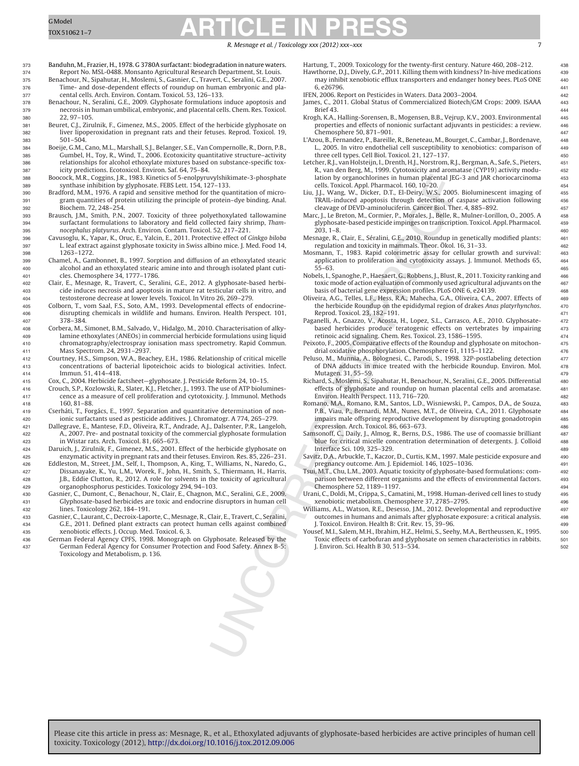Banduhn, M., Frazier, H., 1978. G 3780A surfactant: biodegradation in nature waters. Report No. MSL-0488. Monsanto Agricultural Research Department, St. Louis.

Benachour, N., Sipahutar, H., Moslemi, S., Gasnier, C., Travert, C., Seralini, G.E., 2007. Time- and dose-dependent effects of roundup on human embryonic and placental cells. Arch. Environ. Contam. Toxicol. 53, 126–133.

Benachour, N., Seralini, G.E., 2009. Glyphosate formulations induce apoptosis and necrosis in human umbilical, embryonic, and placental cells. Chem. Res. Toxicol. 22, 97–105.

Beuret, C.J., Zirulnik, F., Gimenez, M.S., 2005. Effect of the herbicide glyphosate on liver lipoperoxidation in pregnant rats and their fetuses. Reprod. Toxicol. 19, 501–504.

Boeije, G.M., Cano, M.L., Marshall, S.J., Belanger, S.E., Van Compernolle, R., Dorn, P.B., Gumbel, H., Toy, R., Wind, T., 2006. Ecotoxicity quantitative structure–activity relationships for alcohol ethoxylate mixtures based on substance-specific toxicity predictions. Ecotoxicol. Environ. Saf. 64, 75–84.

Boocock, M.R., Coggins, J.R., 1983. Kinetics of 5-enolpyruvylshikimate-3-phosphate synthase inhibition by glyphosate. FEBS Lett. 154, 127–133.

Bradford, M.M., 1976. A rapid and sensitive method for the quantitation of microgram quantities of protein utilizing the principle of protein–dye binding. Anal. Biochem. 72, 248–254.

Brausch, J.M., Smith, P.N., 2007. Toxicity of three polyethoxylated tallowamine surfactant formulations to laboratory and field collected fairy shrimp, *Thamnocephalus platyurus*. Arch. Environ. Contam. Toxicol. 52, 217–221.

Cavusoglu, K., Yapar, K., Oruc, E., Yalcin, E., 2011. Protective effect of *Ginkgo biloba* L. leaf extract against glyphosate toxicity in Swiss albino mice. J. Med. Food 14, 1263–1272.

Chamel, A., Gambonnet, B., 1997. Sorption and diffusion of an ethoxylated stearic alcohol and an ethoxylated stearic amine into and through isolated plant cuticles. Chemosphere 34, 1777–1786.

Clair, E., Mesnage, R., Travert, C., Seralini, G.E., 2012. A glyphosate-based herbicide induces necrosis and apoptosis in mature rat testicular cells in vitro, and testosterone decrease at lower levels. Toxicol. In Vitro 26, 269–279.

Colborn, T., vom Saal, F.S., Soto, A.M., 1993. Developmental effects of endocrine-disrupting chemicals in wildlife and humans. Environ. Health Perspect. 101, 378–384.

Corbera, M., Simonet, B.M., Salvado, V., Hidalgo, M., 2010. Characterisation of alkylamine ethoxylates (ANEOs) in commercial herbicide formulations using liquid chromatography/electrospray ionisation mass spectrometry. Rapid Commun. Mass Spectrom. 24, 2931–2937.

Courtney, H.S., Simpson, W.A., Beachey, E.H., 1986. Relationship of critical micelle concentrations of bacterial lipoteichoic acids to biological activities. Infect. Immun. 51, 414–418.

Cox, C., 2004. Herbicide factsheet—glyphosate. J. Pesticide Reform 24, 10–15.

Crouch, S.P., Kozlowski, R., Slater, K.J., Fletcher, J., 1993. The use of ATP bioluminescence as a measure of cell proliferation and cytotoxicity. J. Immunol. Methods 160, 81–88.

Cserháti, T., Forgács, E., 1997. Separation and quantitative determination of non-ionic surfactants used as pesticide additives. J. Chromatogr. A 774, 265–279.

Dallegrave, E., Mantese, F.D., Oliveira, R.T., Andrade, A.J., Dalsenter, P.R., Langeloh, A., 2007. Pre- and postnatal toxicity of the commercial glyphosate formulation in Wistar rats. Arch. Toxicol. 81, 665–673.

Daruich, J., Zirulnik, F., Gimenez, M.S., 2001. Effect of the herbicide glyphosate on enzymatic activity in pregnant rats and their fetuses. Environ. Res. 85, 226–231.

Eddleston, M., Street, J.M., Self, I., Thompson, A., King, T., Williams, N., Naredo, G., Dissanayake, K., Yu, L.M., Worek, F., John, H., Smith, S., Thiermann, H., Harris, J.B., Eddie Clutton, R., 2012. A role for solvents in the toxicity of agricultural organophosphorus pesticides. Toxicology 294, 94–103.

Gasnier, C., Dumont, C., Benachour, N., Clair, E., Chagnon, M.C., Seralini, G.E., 2009. Glyphosate-based herbicides are toxic and endocrine disruptors in human cell lines. Toxicology 262, 184–191.

Gasnier, C., Laurant, C., Decroix-Laporte, C., Mesnage, R., Clair, E., Travert, C., Seralini, G.E., 2011. Defined plant extracts can protect human cells against combined xenobiotic effects. J. Occup. Med. Toxicol. 6, 3.

German Federal Agency CPFS, 1998. Monograph on Glyphosate. Released by the German Federal Agency for Consumer Protection and Food Safety. Annex B-5: Toxicology and Metabolism, p. 136.

Hartung, T., 2009. Toxicology for the twenty-first century. Nature 460, 208–212.

Hawthorne, D.J., Dively, G.P., 2011. Killing them with kindness? In-hive medications may inhibit xenobiotic efflux transporters and endanger honey bees. PLoS ONE 6, e26796.

IFEN, 2006. Report on Pesticides in Waters. Data 2003–2004.

James, C., 2011. Global Status of Commercialized Biotech/GM Crops: 2009. ISAAA Brief 43.

Krogh, K.A., Halling-Sorensen, B., Mogensen, B.B., Vejrup, K.V., 2003. Environmental properties and effects of nonionic surfactant adjuvants in pesticides: a review. Chemosphere 50, 871–901.

L'Azou, B., Fernandez, P., Bareille, R., Beneteau, M., Bourget, C., Cambar, J., Bordenave, L., 2005. In vitro endothelial cell susceptibility to xenobiotics: comparison of three cell types. Cell Biol. Toxicol. 21, 127–137.

Letcher, R.J., van Holsteijn, I., Drenth, H.J., Norstrom, R.J., Bergman, A., Safe, S., Pieters, R., van den Berg, M., 1999. Cytotoxicity and aromatase (CYP19) activity modulation by organochlorines in human placental JEG-3 and JAR choriocarcinoma cells. Toxicol. Appl. Pharmacol. 160, 10–20.

Liu, J.J., Wang, W., Dicker, D.T., El-Deiry, W.S., 2005. Bioluminescent imaging of TRAIL-induced apoptosis through detection of caspase activation following cleavage of DEVD-aminoluciferin. Cancer Biol. Ther. 4, 885–892.

Marc, J., Le Breton, M., Cormier, P., Morales, J., Belle, R., Mulner-Lorillon, O., 2005. A glyphosate-based pesticide impinges on transcription. Toxicol. Appl. Pharmacol. 203, 1–8.

Mesnage, R., Clair, E., Séralini, G.E., 2010. Roundup in genetically modified plants: regulation and toxicity in mammals. Theor. Ökol. 16, 31–33.

Mosmann, T., 1983. Rapid colorimetric assay for cellular growth and survival: application to proliferation and cytotoxicity assays. J. Immunol. Methods 65, 55–63.

Nobels, I., Spanoghe, P., Haesaert, G., Robbens, J., Blust, R., 2011. Toxicity ranking and toxic mode of action evaluation of commonly used agricultural adjuvants on the basis of bacterial gene expression profiles. PLoS ONE 6, e24139.

Oliveira, A.G., Telles, L.F., Hess, R.A., Mahecha, G.A., Oliveira, C.A., 2007. Effects of the herbicide Roundup on the epididymal region of drakes *Anas platyrhynchos*. Reprod. Toxicol. 23, 182–191.

Paganelli, A., Gnazzo, V., Acosta, H., Lopez, S.L., Carrasco, A.E., 2010. Glyphosate-based herbicides produce teratogenic effects on vertebrates by impairing retinoic acid signaling. Chem. Res. Toxicol. 23, 1586–1595.

Peixoto, F., 2005. Comparative effects of the Roundup and glyphosate on mitochondrial oxidative phosphorylation. Chemosphere 61, 1115–1122.

Peluso, M., Munnia, A., Bolognesi, C., Parodi, S., 1998. 32P-postlabeling detection of DNA adducts in mice treated with the herbicide Roundup. Environ. Mol. Mutagen. 31, 55–59.

Richard, S., Moslemi, S., Sipahutar, H., Benachour, N., Seralini, G.E., 2005. Differential effects of glyphosate and roundup on human placental cells and aromatase. Environ. Health Perspect. 113, 716–720.

Romano, M.A., Romano, R.M., Santos, L.D., Wisniewski, P., Campos, D.A., de Souza, P.B., Viau, P., Bernardi, M.M., Nunes, M.T., de Oliveira, C.A., 2011. Glyphosate impairs male offspring reproductive development by disrupting gonadotropin expression. Arch. Toxicol. 86, 663–673.

Samsonoff, C., Daily, J., Almog, R., Berns, D.S., 1986. The use of coomassie brilliant blue for critical micelle concentration determination of detergents. J. Colloid Interface Sci. 109, 325–329.

Savitz, D.A., Arbuckle, T., Kaczor, D., Curtis, K.M., 1997. Male pesticide exposure and pregnancy outcome. Am. J. Epidemiol. 146, 1025–1036.

Tsui, M.T., Chu, L.M., 2003. Aquatic toxicity of glyphosate-based formulations: comparison between different organisms and the effects of environmental factors. Chemosphere 52, 1189–1197.

Urani, C., Doldi, M., Crippa, S., Camatini, M., 1998. Human-derived cell lines to study xenobiotic metabolism. Chemosphere 37, 2785–2795.

Williams, A.L., Watson, R.E., Desesso, J.M., 2012. Developmental and reproductive outcomes in humans and animals after glyphosate exposure: a critical analysis. J. Toxicol. Environ. Health B: Crit. Rev. 15, 39–96.

Yousef, M.I., Salem, M.H., Ibrahim, H.Z., Helmi, S., Seehy, M.A., Bertheussen, K., 1995. Toxic effects of carbofuran and glyphosate on semen characteristics in rabbits. J. Environ. Sci. Health B 30, 513–534.